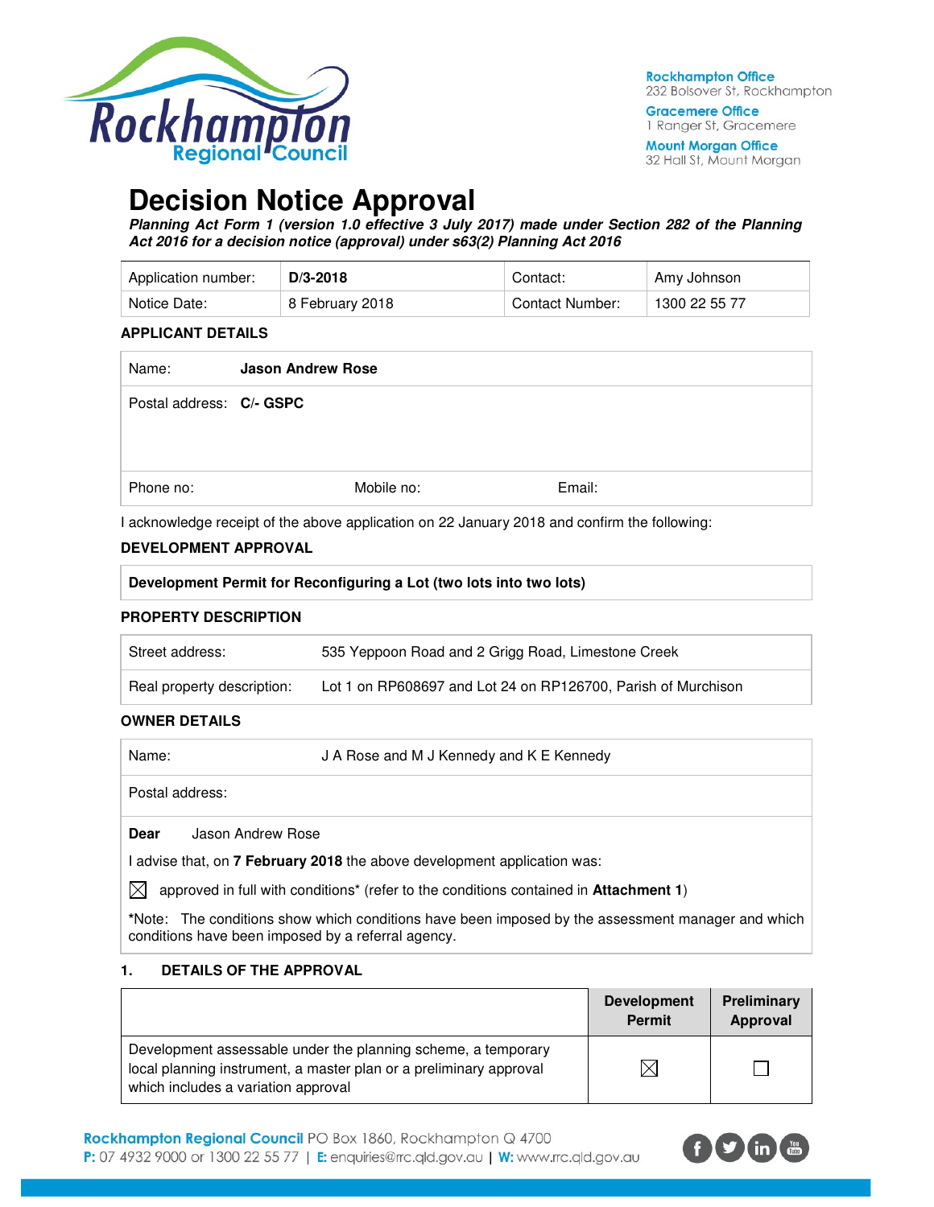Rockhampton Office
232 Bolsover St, Rockhampton

Gracemere Office
1 Ranger St, Gracemere

Mount Morgan Office
32 Hall St, Mount Morgan

# Decision Notice Approval

***Planning Act Form 1 (version 1.0 effective 3 July 2017) made under Section 282 of the Planning Act 2016 for a decision notice (approval) under s63(2) Planning Act 2016***

| Application number: | **D/3-2018** | Contact: | Amy Johnson |
|---|---|---|---|
| Notice Date: | 8 February 2018 | Contact Number: | 1300 22 55 77 |

### APPLICANT DETAILS

| Name: | **Jason Andrew Rose** | |
|---|---|---|
| Postal address: | **C/- GSPC** | |
| Phone no: | Mobile no: | Email: |

I acknowledge receipt of the above application on 22 January 2018 and confirm the following:

### DEVELOPMENT APPROVAL

**Development Permit for Reconfiguring a Lot (two lots into two lots)**

### PROPERTY DESCRIPTION

| Street address: | 535 Yeppoon Road and 2 Grigg Road, Limestone Creek |
|---|---|
| Real property description: | Lot 1 on RP608697 and Lot 24 on RP126700, Parish of Murchison |

### OWNER DETAILS

| Name: | J A Rose and M J Kennedy and K E Kennedy |
|---|---|
| Postal address: | |

**Dear** Jason Andrew Rose

I advise that, on **7 February 2018** the above development application was:

☒ approved in full with conditions* (refer to the conditions contained in **Attachment 1**)

***Note:** The conditions show which conditions have been imposed by the assessment manager and which conditions have been imposed by a referral agency.

### 1. DETAILS OF THE APPROVAL

| | Development Permit | Preliminary Approval |
|---|---|---|
| Development assessable under the planning scheme, a temporary local planning instrument, a master plan or a preliminary approval which includes a variation approval | ☒ | ☐ |

**Rockhampton Regional Council** PO Box 1860, Rockhampton Q 4700
**P:** 07 4932 9000 or 1300 22 55 77 | **E:** enquiries@rrc.qld.gov.au | **W:** www.rrc.qld.gov.au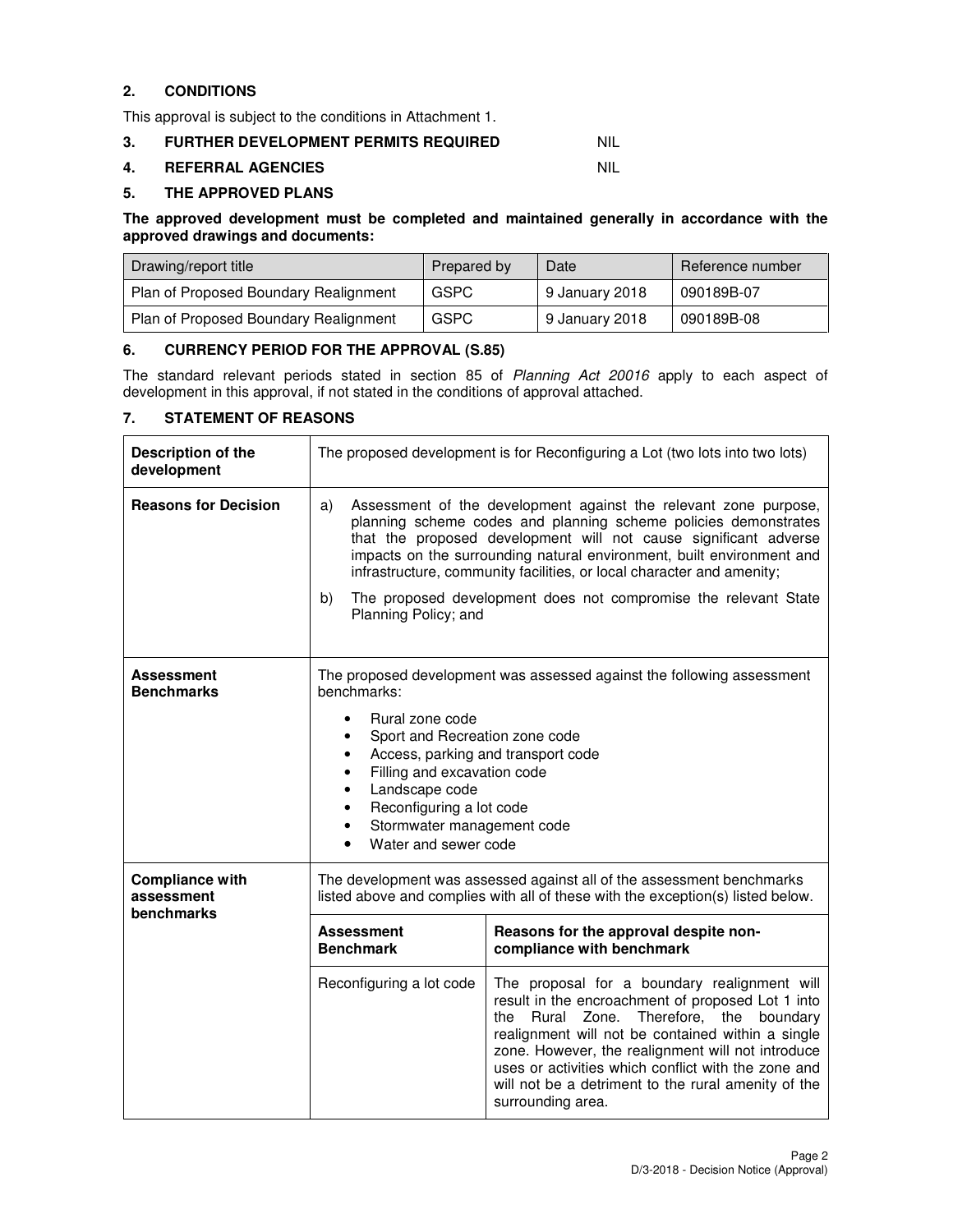## 2. CONDITIONS

This approval is subject to the conditions in Attachment 1.

## 3. FURTHER DEVELOPMENT PERMITS REQUIRED NIL

## 4. REFERRAL AGENCIES NIL

## 5. THE APPROVED PLANS

**The approved development must be completed and maintained generally in accordance with the approved drawings and documents:**

| Drawing/report title | Prepared by | Date | Reference number |
|---|---|---|---|
| Plan of Proposed Boundary Realignment | GSPC | 9 January 2018 | 090189B-07 |
| Plan of Proposed Boundary Realignment | GSPC | 9 January 2018 | 090189B-08 |

## 6. CURRENCY PERIOD FOR THE APPROVAL (S.85)

The standard relevant periods stated in section 85 of *Planning Act 20016* apply to each aspect of development in this approval, if not stated in the conditions of approval attached.

## 7. STATEMENT OF REASONS

| | | |
|---|---|---|
| **Description of the development** | The proposed development is for Reconfiguring a Lot (two lots into two lots) | |
| **Reasons for Decision** | a) Assessment of the development against the relevant zone purpose, planning scheme codes and planning scheme policies demonstrates that the proposed development will not cause significant adverse impacts on the surrounding natural environment, built environment and infrastructure, community facilities, or local character and amenity;<br>b) The proposed development does not compromise the relevant State Planning Policy; and | |
| **Assessment Benchmarks** | The proposed development was assessed against the following assessment benchmarks:<br>• Rural zone code<br>• Sport and Recreation zone code<br>• Access, parking and transport code<br>• Filling and excavation code<br>• Landscape code<br>• Reconfiguring a lot code<br>• Stormwater management code<br>• Water and sewer code | |
| **Compliance with assessment benchmarks** | The development was assessed against all of the assessment benchmarks listed above and complies with all of these with the exception(s) listed below. | |
| | **Assessment Benchmark** | **Reasons for the approval despite non-compliance with benchmark** |
| | Reconfiguring a lot code | The proposal for a boundary realignment will result in the encroachment of proposed Lot 1 into the Rural Zone. Therefore, the boundary realignment will not be contained within a single zone. However, the realignment will not introduce uses or activities which conflict with the zone and will not be a detriment to the rural amenity of the surrounding area. |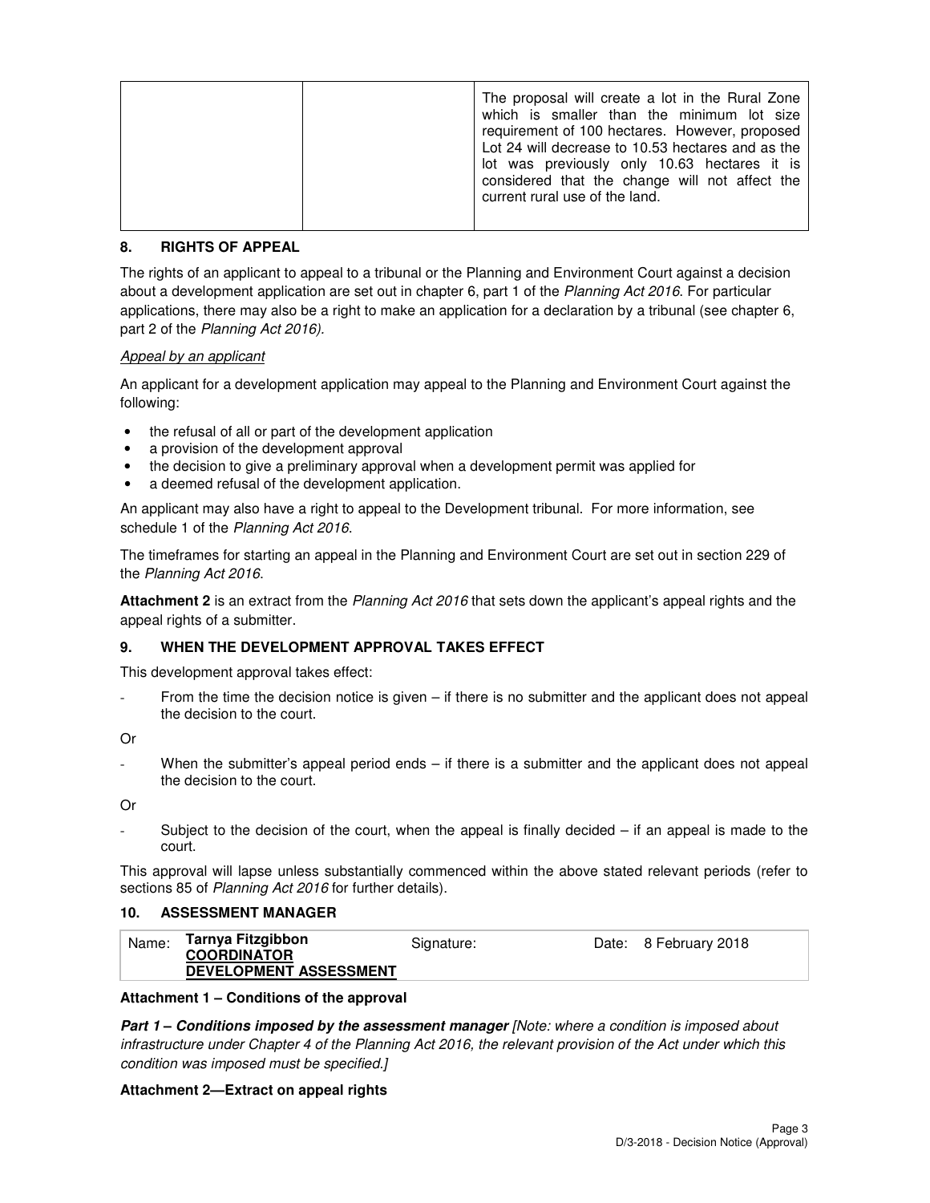| | | |
|---|---|---|
| | | The proposal will create a lot in the Rural Zone which is smaller than the minimum lot size requirement of 100 hectares. However, proposed Lot 24 will decrease to 10.53 hectares and as the lot was previously only 10.63 hectares it is considered that the change will not affect the current rural use of the land. |

## 8. RIGHTS OF APPEAL

The rights of an applicant to appeal to a tribunal or the Planning and Environment Court against a decision about a development application are set out in chapter 6, part 1 of the *Planning Act 2016*. For particular applications, there may also be a right to make an application for a declaration by a tribunal (see chapter 6, part 2 of the *Planning Act 2016).*

*Appeal by an applicant*

An applicant for a development application may appeal to the Planning and Environment Court against the following:

- the refusal of all or part of the development application
- a provision of the development approval
- the decision to give a preliminary approval when a development permit was applied for
- a deemed refusal of the development application.

An applicant may also have a right to appeal to the Development tribunal. For more information, see schedule 1 of the *Planning Act 2016*.

The timeframes for starting an appeal in the Planning and Environment Court are set out in section 229 of the *Planning Act 2016*.

**Attachment 2** is an extract from the *Planning Act 2016* that sets down the applicant's appeal rights and the appeal rights of a submitter.

## 9. WHEN THE DEVELOPMENT APPROVAL TAKES EFFECT

This development approval takes effect:

- From the time the decision notice is given – if there is no submitter and the applicant does not appeal the decision to the court.

Or

- When the submitter's appeal period ends – if there is a submitter and the applicant does not appeal the decision to the court.

Or

- Subject to the decision of the court, when the appeal is finally decided – if an appeal is made to the court.

This approval will lapse unless substantially commenced within the above stated relevant periods (refer to sections 85 of *Planning Act 2016* for further details).

## 10. ASSESSMENT MANAGER

| Name: | **Tarnya Fitzgibbon**<br>**COORDINATOR**<br>**DEVELOPMENT ASSESSMENT** | Signature: | | Date: | 8 February 2018 |
|---|---|---|---|---|---|

**Attachment 1 – Conditions of the approval**

***Part 1 – Conditions imposed by the assessment manager*** *[Note: where a condition is imposed about infrastructure under Chapter 4 of the Planning Act 2016, the relevant provision of the Act under which this condition was imposed must be specified.]*

**Attachment 2—Extract on appeal rights**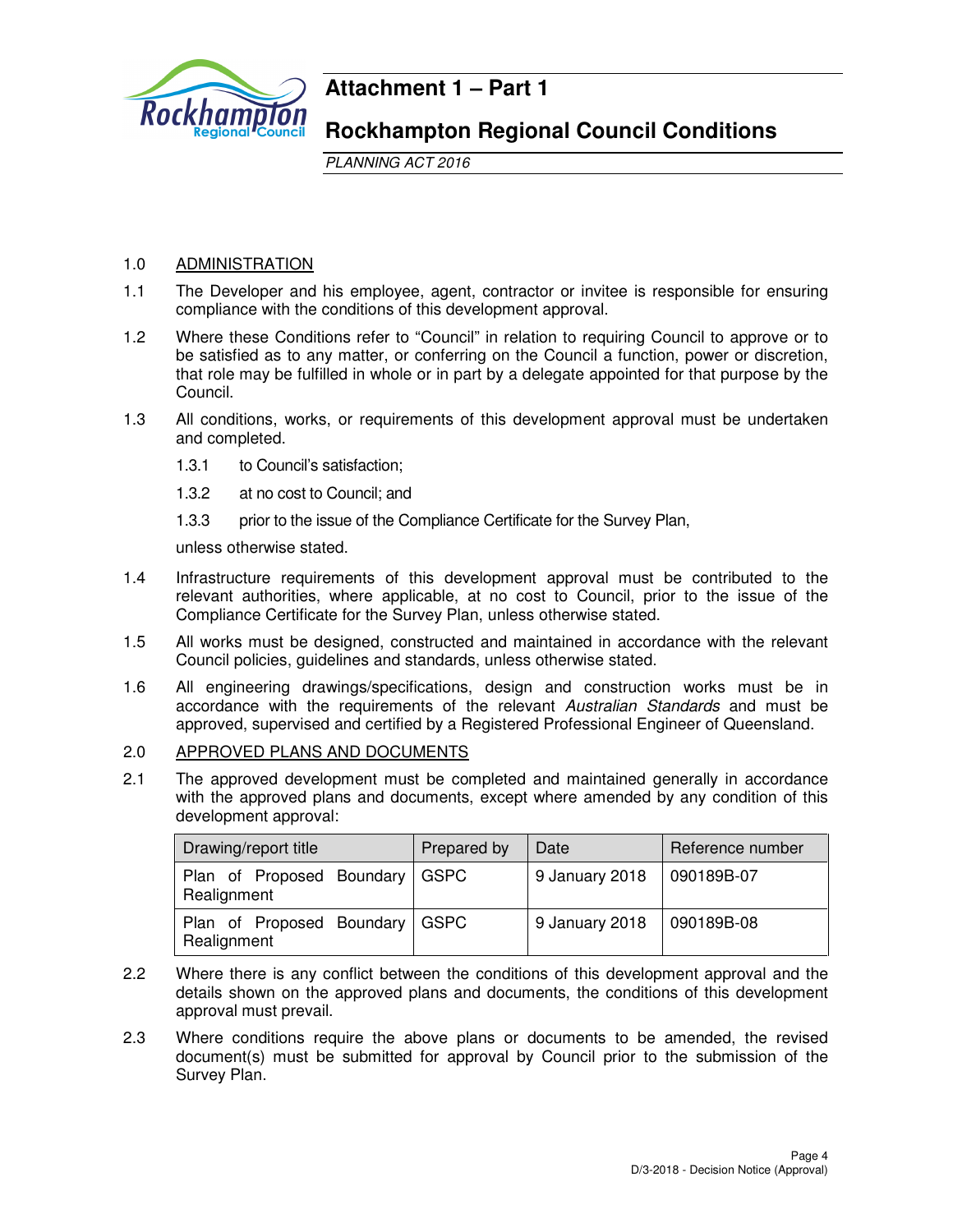# Attachment 1 – Part 1

# Rockhampton Regional Council Conditions

*PLANNING ACT 2016*

1.0 ADMINISTRATION

1.1 The Developer and his employee, agent, contractor or invitee is responsible for ensuring compliance with the conditions of this development approval.

1.2 Where these Conditions refer to "Council" in relation to requiring Council to approve or to be satisfied as to any matter, or conferring on the Council a function, power or discretion, that role may be fulfilled in whole or in part by a delegate appointed for that purpose by the Council.

1.3 All conditions, works, or requirements of this development approval must be undertaken and completed.

1.3.1 to Council's satisfaction;

1.3.2 at no cost to Council; and

1.3.3 prior to the issue of the Compliance Certificate for the Survey Plan,

unless otherwise stated.

1.4 Infrastructure requirements of this development approval must be contributed to the relevant authorities, where applicable, at no cost to Council, prior to the issue of the Compliance Certificate for the Survey Plan, unless otherwise stated.

1.5 All works must be designed, constructed and maintained in accordance with the relevant Council policies, guidelines and standards, unless otherwise stated.

1.6 All engineering drawings/specifications, design and construction works must be in accordance with the requirements of the relevant *Australian Standards* and must be approved, supervised and certified by a Registered Professional Engineer of Queensland.

2.0 APPROVED PLANS AND DOCUMENTS

2.1 The approved development must be completed and maintained generally in accordance with the approved plans and documents, except where amended by any condition of this development approval:

| Drawing/report title | Prepared by | Date | Reference number |
|---|---|---|---|
| Plan of Proposed Boundary Realignment | GSPC | 9 January 2018 | 090189B-07 |
| Plan of Proposed Boundary Realignment | GSPC | 9 January 2018 | 090189B-08 |

2.2 Where there is any conflict between the conditions of this development approval and the details shown on the approved plans and documents, the conditions of this development approval must prevail.

2.3 Where conditions require the above plans or documents to be amended, the revised document(s) must be submitted for approval by Council prior to the submission of the Survey Plan.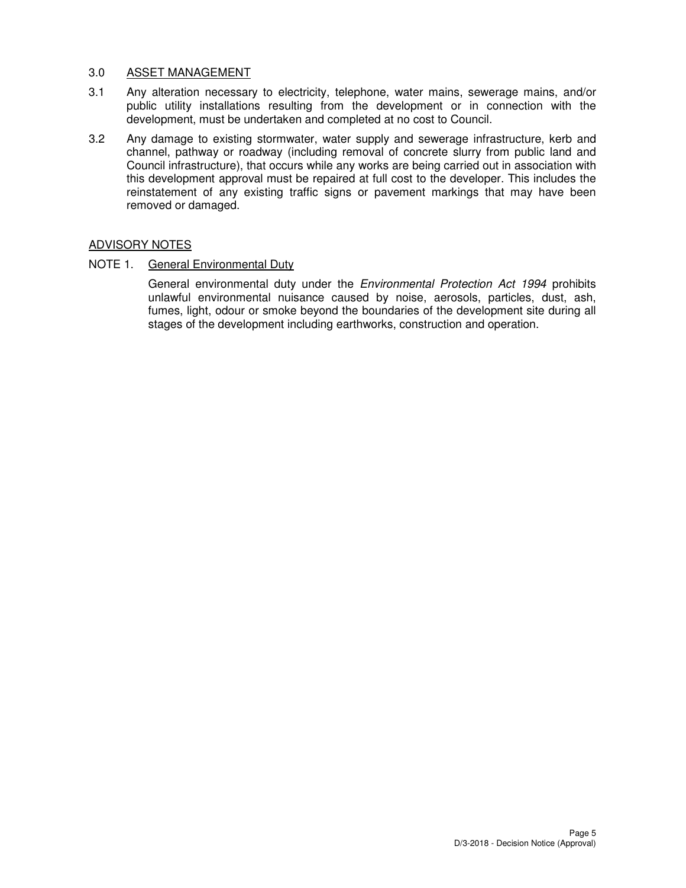## 3.0 ASSET MANAGEMENT

3.1 Any alteration necessary to electricity, telephone, water mains, sewerage mains, and/or public utility installations resulting from the development or in connection with the development, must be undertaken and completed at no cost to Council.

3.2 Any damage to existing stormwater, water supply and sewerage infrastructure, kerb and channel, pathway or roadway (including removal of concrete slurry from public land and Council infrastructure), that occurs while any works are being carried out in association with this development approval must be repaired at full cost to the developer. This includes the reinstatement of any existing traffic signs or pavement markings that may have been removed or damaged.

## ADVISORY NOTES

NOTE 1. General Environmental Duty

General environmental duty under the *Environmental Protection Act 1994* prohibits unlawful environmental nuisance caused by noise, aerosols, particles, dust, ash, fumes, light, odour or smoke beyond the boundaries of the development site during all stages of the development including earthworks, construction and operation.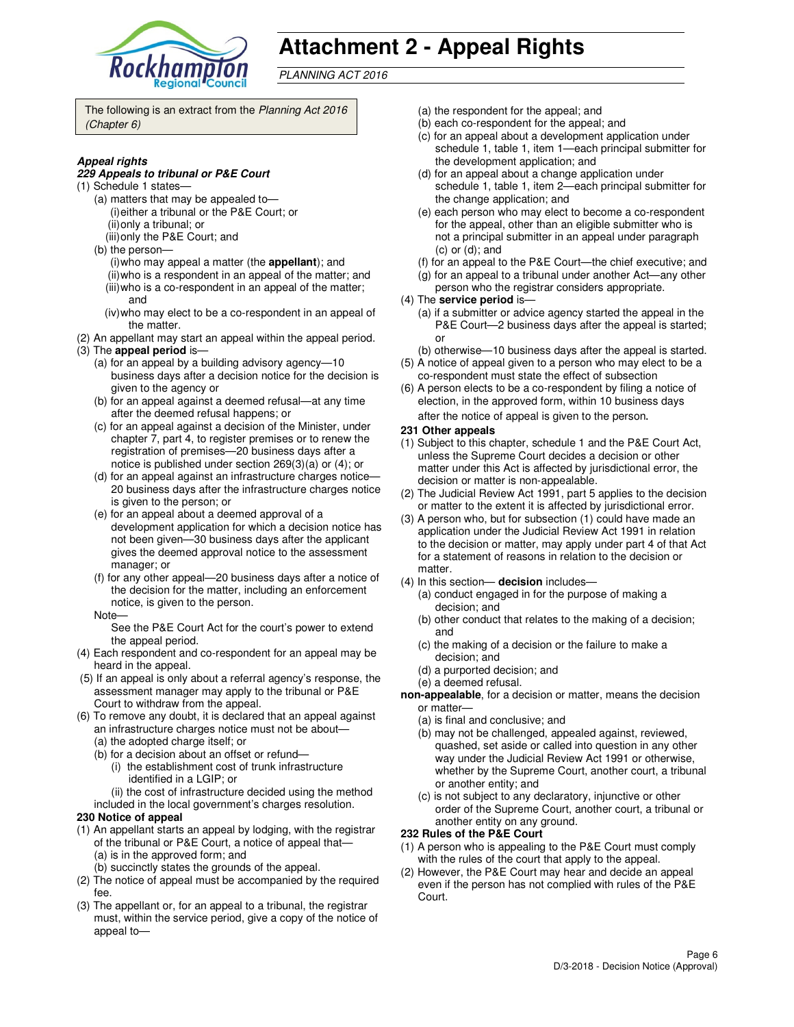# Attachment 2 - Appeal Rights

*PLANNING ACT 2016*

The following is an extract from the *Planning Act 2016 (Chapter 6)*

***Appeal rights***

***229 Appeals to tribunal or P&E Court***

(1) Schedule 1 states—

   (a) matters that may be appealed to—

      (i) either a tribunal or the P&E Court; or

      (ii) only a tribunal; or

      (iii) only the P&E Court; and

   (b) the person—

      (i) who may appeal a matter (the **appellant**); and

      (ii) who is a respondent in an appeal of the matter; and

      (iii) who is a co-respondent in an appeal of the matter; and

      (iv) who may elect to be a co-respondent in an appeal of the matter.

(2) An appellant may start an appeal within the appeal period.

(3) The **appeal period** is—

   (a) for an appeal by a building advisory agency—10 business days after a decision notice for the decision is given to the agency or

   (b) for an appeal against a deemed refusal—at any time after the deemed refusal happens; or

   (c) for an appeal against a decision of the Minister, under chapter 7, part 4, to register premises or to renew the registration of premises—20 business days after a notice is published under section 269(3)(a) or (4); or

   (d) for an appeal against an infrastructure charges notice—20 business days after the infrastructure charges notice is given to the person; or

   (e) for an appeal about a deemed approval of a development application for which a decision notice has not been given—30 business days after the applicant gives the deemed approval notice to the assessment manager; or

   (f) for any other appeal—20 business days after a notice of the decision for the matter, including an enforcement notice, is given to the person.

   Note—

   See the P&E Court Act for the court's power to extend the appeal period.

(4) Each respondent and co-respondent for an appeal may be heard in the appeal.

(5) If an appeal is only about a referral agency's response, the assessment manager may apply to the tribunal or P&E Court to withdraw from the appeal.

(6) To remove any doubt, it is declared that an appeal against an infrastructure charges notice must not be about—

   (a) the adopted charge itself; or

   (b) for a decision about an offset or refund—

      (i) the establishment cost of trunk infrastructure identified in a LGIP; or

      (ii) the cost of infrastructure decided using the method included in the local government's charges resolution.

**230 Notice of appeal**

(1) An appellant starts an appeal by lodging, with the registrar of the tribunal or P&E Court, a notice of appeal that—

   (a) is in the approved form; and

   (b) succinctly states the grounds of the appeal.

(2) The notice of appeal must be accompanied by the required fee.

(3) The appellant or, for an appeal to a tribunal, the registrar must, within the service period, give a copy of the notice of appeal to—

   (a) the respondent for the appeal; and

   (b) each co-respondent for the appeal; and

   (c) for an appeal about a development application under schedule 1, table 1, item 1—each principal submitter for the development application; and

   (d) for an appeal about a change application under schedule 1, table 1, item 2—each principal submitter for the change application; and

   (e) each person who may elect to become a co-respondent for the appeal, other than an eligible submitter who is not a principal submitter in an appeal under paragraph (c) or (d); and

   (f) for an appeal to the P&E Court—the chief executive; and

   (g) for an appeal to a tribunal under another Act—any other person who the registrar considers appropriate.

(4) The **service period** is—

   (a) if a submitter or advice agency started the appeal in the P&E Court—2 business days after the appeal is started; or

   (b) otherwise—10 business days after the appeal is started.

(5) A notice of appeal given to a person who may elect to be a co-respondent must state the effect of subsection

(6) A person elects to be a co-respondent by filing a notice of election, in the approved form, within 10 business days after the notice of appeal is given to the person.

**231 Other appeals**

(1) Subject to this chapter, schedule 1 and the P&E Court Act, unless the Supreme Court decides a decision or other matter under this Act is affected by jurisdictional error, the decision or matter is non-appealable.

(2) The Judicial Review Act 1991, part 5 applies to the decision or matter to the extent it is affected by jurisdictional error.

(3) A person who, but for subsection (1) could have made an application under the Judicial Review Act 1991 in relation to the decision or matter, may apply under part 4 of that Act for a statement of reasons in relation to the decision or matter.

(4) In this section— **decision** includes—

   (a) conduct engaged in for the purpose of making a decision; and

   (b) other conduct that relates to the making of a decision; and

   (c) the making of a decision or the failure to make a decision; and

   (d) a purported decision; and

   (e) a deemed refusal.

**non-appealable**, for a decision or matter, means the decision or matter—

   (a) is final and conclusive; and

   (b) may not be challenged, appealed against, reviewed, quashed, set aside or called into question in any other way under the Judicial Review Act 1991 or otherwise, whether by the Supreme Court, another court, a tribunal or another entity; and

   (c) is not subject to any declaratory, injunctive or other order of the Supreme Court, another court, a tribunal or another entity on any ground.

**232 Rules of the P&E Court**

(1) A person who is appealing to the P&E Court must comply with the rules of the court that apply to the appeal.

(2) However, the P&E Court may hear and decide an appeal even if the person has not complied with rules of the P&E Court.

D/3-2018 - Decision Notice (Approval)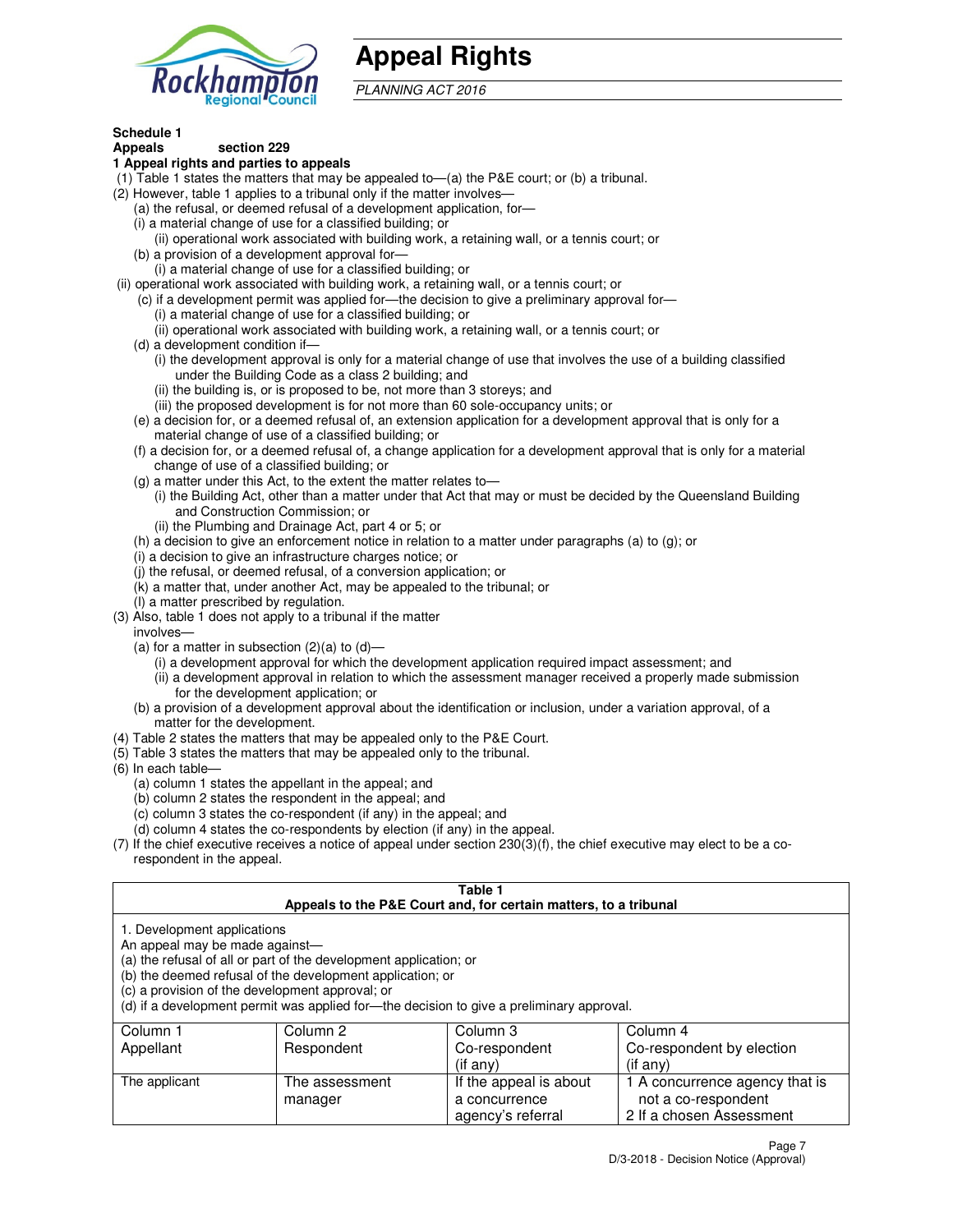# Appeal Rights

*PLANNING ACT 2016*

**Schedule 1**

**Appeals section 229**

**1 Appeal rights and parties to appeals**

(1) Table 1 states the matters that may be appealed to—(a) the P&E court; or (b) a tribunal.

(2) However, table 1 applies to a tribunal only if the matter involves—

(a) the refusal, or deemed refusal of a development application, for—

(i) a material change of use for a classified building; or

(ii) operational work associated with building work, a retaining wall, or a tennis court; or

(b) a provision of a development approval for—

(i) a material change of use for a classified building; or

(ii) operational work associated with building work, a retaining wall, or a tennis court; or

(c) if a development permit was applied for—the decision to give a preliminary approval for—

(i) a material change of use for a classified building; or

(ii) operational work associated with building work, a retaining wall, or a tennis court; or

(d) a development condition if—

(i) the development approval is only for a material change of use that involves the use of a building classified under the Building Code as a class 2 building; and

(ii) the building is, or is proposed to be, not more than 3 storeys; and

(iii) the proposed development is for not more than 60 sole-occupancy units; or

(e) a decision for, or a deemed refusal of, an extension application for a development approval that is only for a material change of use of a classified building; or

(f) a decision for, or a deemed refusal of, a change application for a development approval that is only for a material change of use of a classified building; or

(g) a matter under this Act, to the extent the matter relates to—

(i) the Building Act, other than a matter under that Act that may or must be decided by the Queensland Building and Construction Commission; or

(ii) the Plumbing and Drainage Act, part 4 or 5; or

(h) a decision to give an enforcement notice in relation to a matter under paragraphs (a) to (g); or

(i) a decision to give an infrastructure charges notice; or

(j) the refusal, or deemed refusal, of a conversion application; or

(k) a matter that, under another Act, may be appealed to the tribunal; or

(l) a matter prescribed by regulation.

(3) Also, table 1 does not apply to a tribunal if the matter involves—

(a) for a matter in subsection (2)(a) to (d)—

(i) a development approval for which the development application required impact assessment; and

(ii) a development approval in relation to which the assessment manager received a properly made submission for the development application; or

(b) a provision of a development approval about the identification or inclusion, under a variation approval, of a matter for the development.

(4) Table 2 states the matters that may be appealed only to the P&E Court.

(5) Table 3 states the matters that may be appealed only to the tribunal.

(6) In each table—

(a) column 1 states the appellant in the appeal; and

(b) column 2 states the respondent in the appeal; and

(c) column 3 states the co-respondent (if any) in the appeal; and

(d) column 4 states the co-respondents by election (if any) in the appeal.

(7) If the chief executive receives a notice of appeal under section 230(3)(f), the chief executive may elect to be a co-respondent in the appeal.

**Table 1**
**Appeals to the P&E Court and, for certain matters, to a tribunal**

1. Development applications

An appeal may be made against—

(a) the refusal of all or part of the development application; or

(b) the deemed refusal of the development application; or

(c) a provision of the development approval; or

(d) if a development permit was applied for—the decision to give a preliminary approval.

| Column 1 Appellant | Column 2 Respondent | Column 3 Co-respondent (if any) | Column 4 Co-respondent by election (if any) |
|---|---|---|---|
| The applicant | The assessment manager | If the appeal is about a concurrence agency's referral | 1 A concurrence agency that is not a co-respondent<br>2 If a chosen Assessment |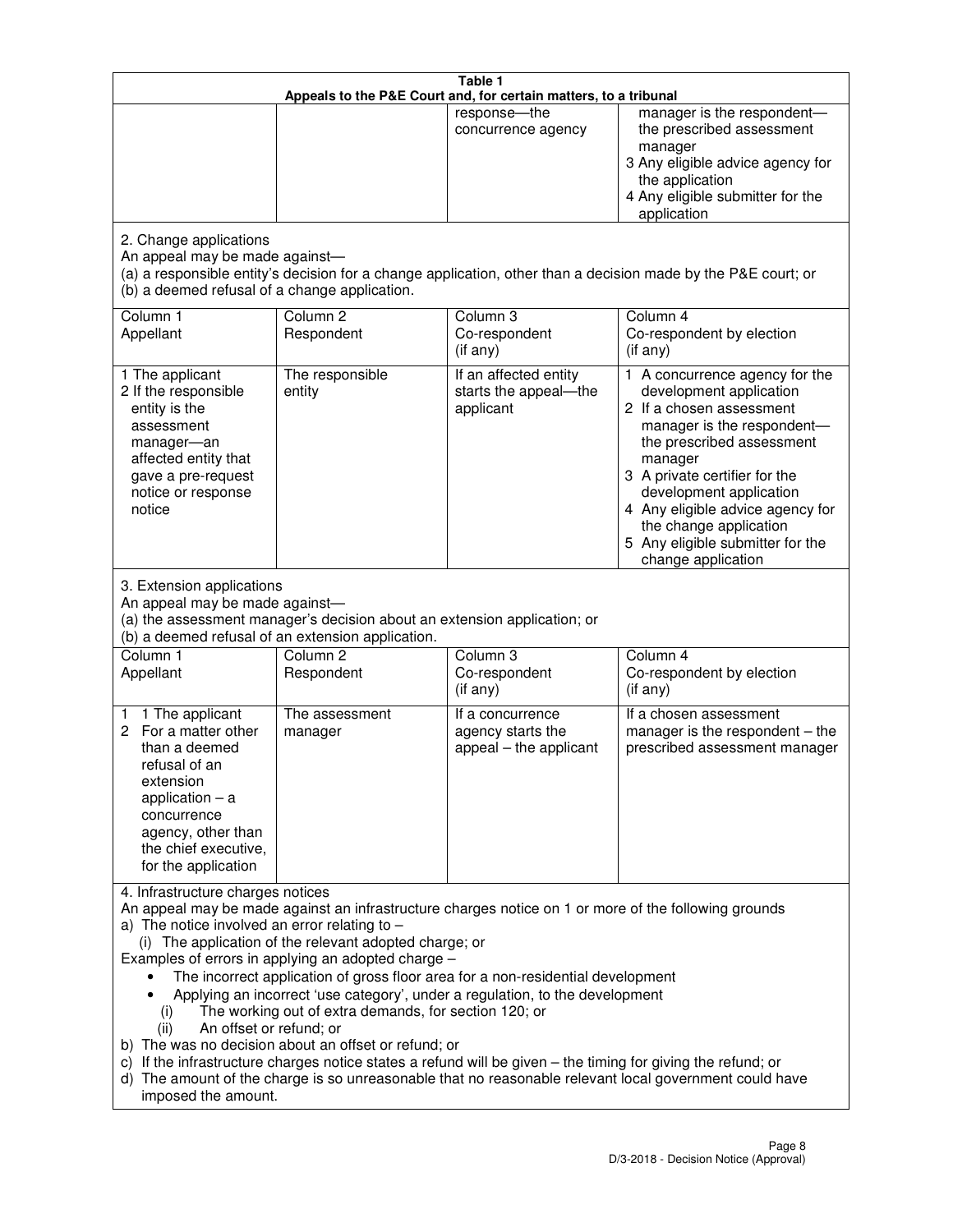**Table 1**
**Appeals to the P&E Court and, for certain matters, to a tribunal**

| | | | |
|---|---|---|---|
| | | response—the concurrence agency | manager is the respondent—the prescribed assessment manager<br>3 Any eligible advice agency for the application<br>4 Any eligible submitter for the application |

2. Change applications
An appeal may be made against—
(a) a responsible entity's decision for a change application, other than a decision made by the P&E court; or
(b) a deemed refusal of a change application.

| Column 1<br>Appellant | Column 2<br>Respondent | Column 3<br>Co-respondent<br>(if any) | Column 4<br>Co-respondent by election<br>(if any) |
|---|---|---|---|
| 1 The applicant<br>2 If the responsible entity is the assessment manager—an affected entity that gave a pre-request notice or response notice | The responsible entity | If an affected entity starts the appeal—the applicant | 1 A concurrence agency for the development application<br>2 If a chosen assessment manager is the respondent—the prescribed assessment manager<br>3 A private certifier for the development application<br>4 Any eligible advice agency for the change application<br>5 Any eligible submitter for the change application |

3. Extension applications
An appeal may be made against—
(a) the assessment manager's decision about an extension application; or
(b) a deemed refusal of an extension application.

| Column 1<br>Appellant | Column 2<br>Respondent | Column 3<br>Co-respondent<br>(if any) | Column 4<br>Co-respondent by election<br>(if any) |
|---|---|---|---|
| 1 1 The applicant<br>2 For a matter other than a deemed refusal of an extension application – a concurrence agency, other than the chief executive, for the application | The assessment manager | If a concurrence agency starts the appeal – the applicant | If a chosen assessment manager is the respondent – the prescribed assessment manager |

4. Infrastructure charges notices
An appeal may be made against an infrastructure charges notice on 1 or more of the following grounds
a) The notice involved an error relating to –
   (i) The application of the relevant adopted charge; or
Examples of errors in applying an adopted charge –
- The incorrect application of gross floor area for a non-residential development
- Applying an incorrect 'use category', under a regulation, to the development
   (i) The working out of extra demands, for section 120; or
   (ii) An offset or refund; or
b) The was no decision about an offset or refund; or
c) If the infrastructure charges notice states a refund will be given – the timing for giving the refund; or
d) The amount of the charge is so unreasonable that no reasonable relevant local government could have imposed the amount.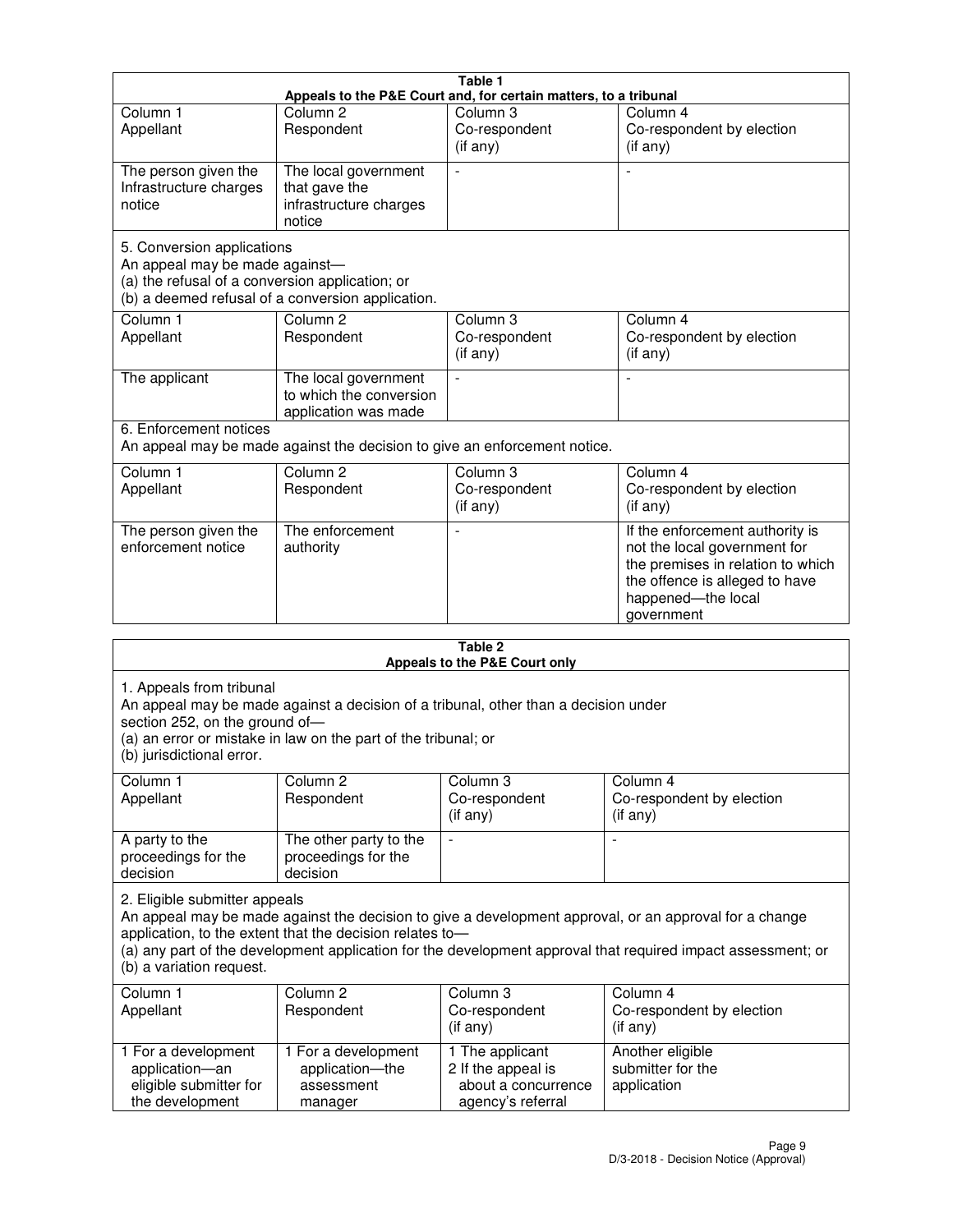**Table 1**
**Appeals to the P&E Court and, for certain matters, to a tribunal**

| Column 1 Appellant | Column 2 Respondent | Column 3 Co-respondent (if any) | Column 4 Co-respondent by election (if any) |
|---|---|---|---|
| The person given the Infrastructure charges notice | The local government that gave the infrastructure charges notice | - | - |

5. Conversion applications
An appeal may be made against—
(a) the refusal of a conversion application; or
(b) a deemed refusal of a conversion application.

| Column 1 Appellant | Column 2 Respondent | Column 3 Co-respondent (if any) | Column 4 Co-respondent by election (if any) |
|---|---|---|---|
| The applicant | The local government to which the conversion application was made | - | - |

6. Enforcement notices
An appeal may be made against the decision to give an enforcement notice.

| Column 1 Appellant | Column 2 Respondent | Column 3 Co-respondent (if any) | Column 4 Co-respondent by election (if any) |
|---|---|---|---|
| The person given the enforcement notice | The enforcement authority | - | If the enforcement authority is not the local government for the premises in relation to which the offence is alleged to have happened—the local government |

**Table 2**
**Appeals to the P&E Court only**

1. Appeals from tribunal
An appeal may be made against a decision of a tribunal, other than a decision under section 252, on the ground of—
(a) an error or mistake in law on the part of the tribunal; or
(b) jurisdictional error.

| Column 1 Appellant | Column 2 Respondent | Column 3 Co-respondent (if any) | Column 4 Co-respondent by election (if any) |
|---|---|---|---|
| A party to the proceedings for the decision | The other party to the proceedings for the decision | - | - |

2. Eligible submitter appeals
An appeal may be made against the decision to give a development approval, or an approval for a change application, to the extent that the decision relates to—
(a) any part of the development application for the development approval that required impact assessment; or
(b) a variation request.

| Column 1 Appellant | Column 2 Respondent | Column 3 Co-respondent (if any) | Column 4 Co-respondent by election (if any) |
|---|---|---|---|
| 1 For a development application—an eligible submitter for the development | 1 For a development application—the assessment manager | 1 The applicant<br>2 If the appeal is about a concurrence agency's referral | Another eligible submitter for the application |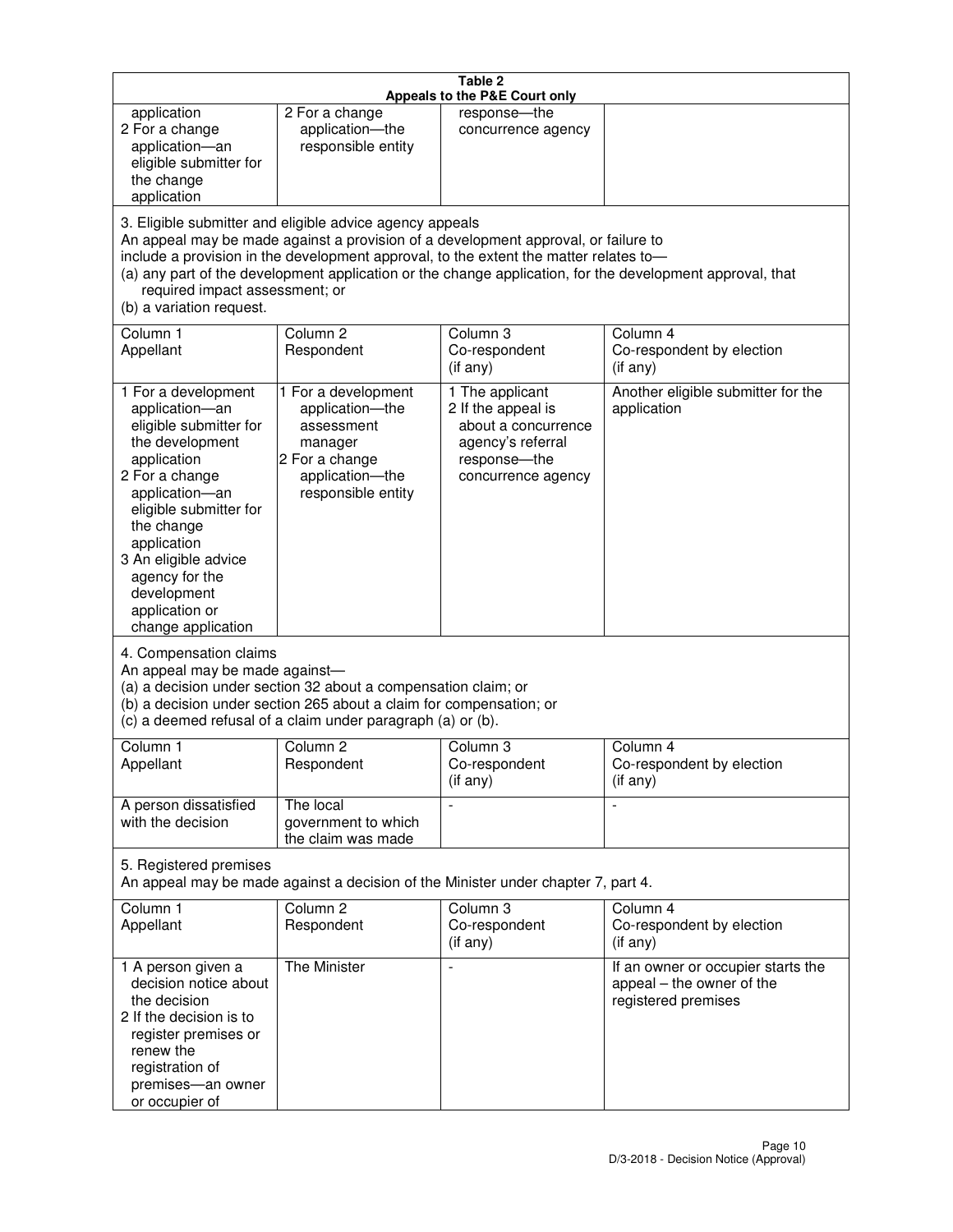**Table 2**
**Appeals to the P&E Court only**

| | | | |
|---|---|---|---|
| application<br>2 For a change application—an eligible submitter for the change application | 2 For a change application—the responsible entity | response—the concurrence agency | |

3. Eligible submitter and eligible advice agency appeals

An appeal may be made against a provision of a development approval, or failure to include a provision in the development approval, to the extent the matter relates to—
(a) any part of the development application or the change application, for the development approval, that required impact assessment; or
(b) a variation request.

| Column 1<br>Appellant | Column 2<br>Respondent | Column 3<br>Co-respondent<br>(if any) | Column 4<br>Co-respondent by election<br>(if any) |
|---|---|---|---|
| 1 For a development application—an eligible submitter for the development application<br>2 For a change application—an eligible submitter for the change application<br>3 An eligible advice agency for the development application or change application | 1 For a development application—the assessment manager<br>2 For a change application—the responsible entity | 1 The applicant<br>2 If the appeal is about a concurrence agency's referral response—the concurrence agency | Another eligible submitter for the application |

4. Compensation claims

An appeal may be made against—
(a) a decision under section 32 about a compensation claim; or
(b) a decision under section 265 about a claim for compensation; or
(c) a deemed refusal of a claim under paragraph (a) or (b).

| Column 1<br>Appellant | Column 2<br>Respondent | Column 3<br>Co-respondent<br>(if any) | Column 4<br>Co-respondent by election<br>(if any) |
|---|---|---|---|
| A person dissatisfied with the decision | The local government to which the claim was made | - | - |

5. Registered premises

An appeal may be made against a decision of the Minister under chapter 7, part 4.

| Column 1<br>Appellant | Column 2<br>Respondent | Column 3<br>Co-respondent<br>(if any) | Column 4<br>Co-respondent by election<br>(if any) |
|---|---|---|---|
| 1 A person given a decision notice about the decision<br>2 If the decision is to register premises or renew the registration of premises—an owner or occupier of | The Minister | - | If an owner or occupier starts the appeal – the owner of the registered premises |

D/3-2018 - Decision Notice (Approval)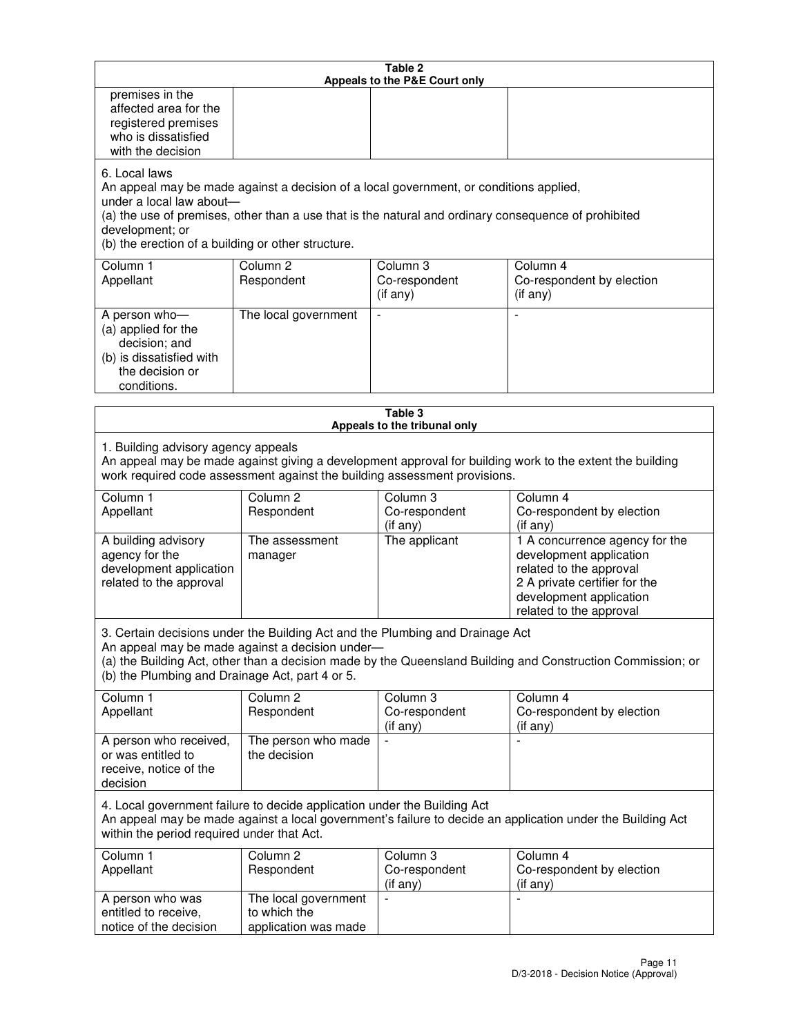**Table 2**
**Appeals to the P&E Court only**

| | | | |
|---|---|---|---|
| premises in the affected area for the registered premises who is dissatisfied with the decision | | | |

6. Local laws
An appeal may be made against a decision of a local government, or conditions applied, under a local law about—
(a) the use of premises, other than a use that is the natural and ordinary consequence of prohibited development; or
(b) the erection of a building or other structure.

| Column 1 Appellant | Column 2 Respondent | Column 3 Co-respondent (if any) | Column 4 Co-respondent by election (if any) |
|---|---|---|---|
| A person who— (a) applied for the decision; and (b) is dissatisfied with the decision or conditions. | The local government | - | - |

**Table 3**
**Appeals to the tribunal only**

1. Building advisory agency appeals
An appeal may be made against giving a development approval for building work to the extent the building work required code assessment against the building assessment provisions.

| Column 1 Appellant | Column 2 Respondent | Column 3 Co-respondent (if any) | Column 4 Co-respondent by election (if any) |
|---|---|---|---|
| A building advisory agency for the development application related to the approval | The assessment manager | The applicant | 1 A concurrence agency for the development application related to the approval 2 A private certifier for the development application related to the approval |

3. Certain decisions under the Building Act and the Plumbing and Drainage Act
An appeal may be made against a decision under—
(a) the Building Act, other than a decision made by the Queensland Building and Construction Commission; or
(b) the Plumbing and Drainage Act, part 4 or 5.

| Column 1 Appellant | Column 2 Respondent | Column 3 Co-respondent (if any) | Column 4 Co-respondent by election (if any) |
|---|---|---|---|
| A person who received, or was entitled to receive, notice of the decision | The person who made the decision | - | - |

4. Local government failure to decide application under the Building Act
An appeal may be made against a local government's failure to decide an application under the Building Act within the period required under that Act.

| Column 1 Appellant | Column 2 Respondent | Column 3 Co-respondent (if any) | Column 4 Co-respondent by election (if any) |
|---|---|---|---|
| A person who was entitled to receive, notice of the decision | The local government to which the application was made | - | - |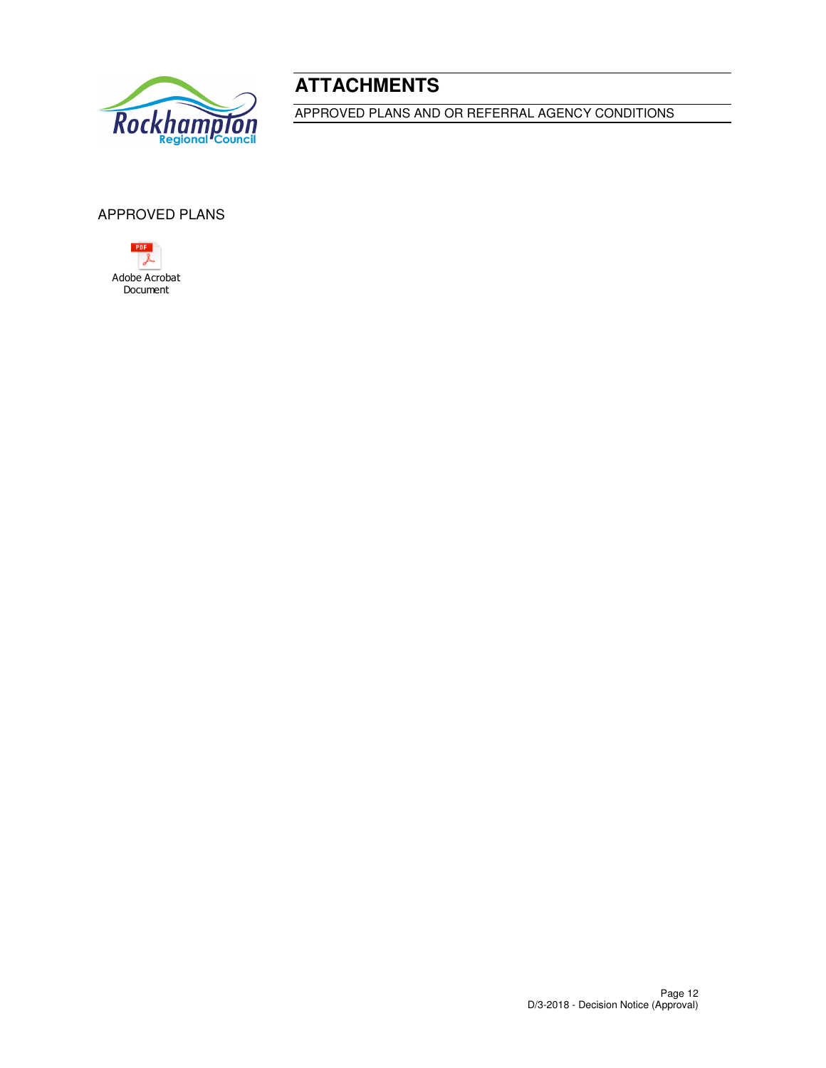# ATTACHMENTS

APPROVED PLANS AND OR REFERRAL AGENCY CONDITIONS

APPROVED PLANS

Adobe Acrobat Document